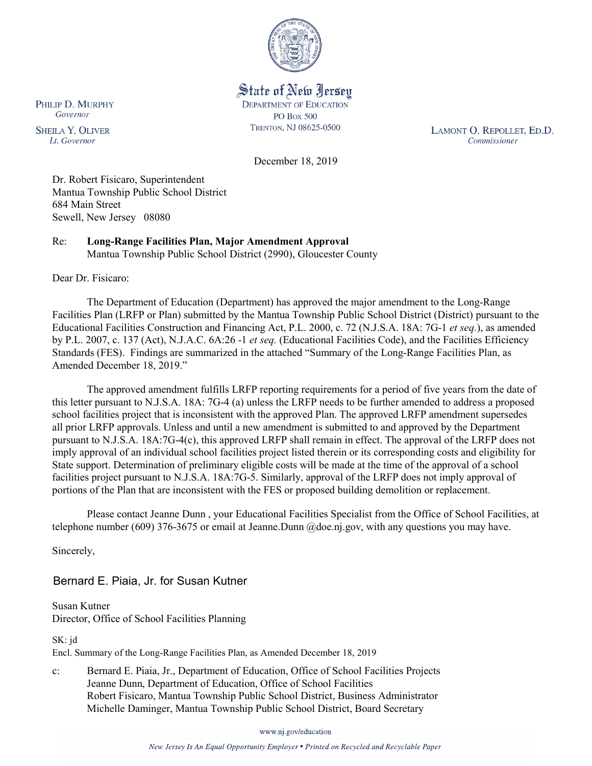State of New Jersey
DEPARTMENT OF EDUCATION
PO BOX 500
TRENTON, NJ 08625-0500

PHILIP D. MURPHY
*Governor*

SHEILA Y. OLIVER
*Lt. Governor*

LAMONT O. REPOLLET, ED.D.
*Commissioner*

December 18, 2019

Dr. Robert Fisicaro, Superintendent
Mantua Township Public School District
684 Main Street
Sewell, New Jersey 08080

Re: **Long-Range Facilities Plan, Major Amendment Approval**
Mantua Township Public School District (2990), Gloucester County

Dear Dr. Fisicaro:

The Department of Education (Department) has approved the major amendment to the Long-Range Facilities Plan (LRFP or Plan) submitted by the Mantua Township Public School District (District) pursuant to the Educational Facilities Construction and Financing Act, P.L. 2000, c. 72 (N.J.S.A. 18A: 7G-1 *et seq.*), as amended by P.L. 2007, c. 137 (Act), N.J.A.C. 6A:26 -1 *et seq.* (Educational Facilities Code), and the Facilities Efficiency Standards (FES). Findings are summarized in the attached "Summary of the Long-Range Facilities Plan, as Amended December 18, 2019."

The approved amendment fulfills LRFP reporting requirements for a period of five years from the date of this letter pursuant to N.J.S.A. 18A: 7G-4 (a) unless the LRFP needs to be further amended to address a proposed school facilities project that is inconsistent with the approved Plan. The approved LRFP amendment supersedes all prior LRFP approvals. Unless and until a new amendment is submitted to and approved by the Department pursuant to N.J.S.A. 18A:7G-4(c), this approved LRFP shall remain in effect. The approval of the LRFP does not imply approval of an individual school facilities project listed therein or its corresponding costs and eligibility for State support. Determination of preliminary eligible costs will be made at the time of the approval of a school facilities project pursuant to N.J.S.A. 18A:7G-5. Similarly, approval of the LRFP does not imply approval of portions of the Plan that are inconsistent with the FES or proposed building demolition or replacement.

Please contact Jeanne Dunn , your Educational Facilities Specialist from the Office of School Facilities, at telephone number (609) 376-3675 or email at Jeanne.Dunn @doe.nj.gov, with any questions you may have.

Sincerely,

Bernard E. Piaia, Jr. for Susan Kutner

Susan Kutner
Director, Office of School Facilities Planning

SK: jd
Encl. Summary of the Long-Range Facilities Plan, as Amended December 18, 2019

c: Bernard E. Piaia, Jr., Department of Education, Office of School Facilities Projects
Jeanne Dunn, Department of Education, Office of School Facilities
Robert Fisicaro, Mantua Township Public School District, Business Administrator
Michelle Daminger, Mantua Township Public School District, Board Secretary

www.nj.gov/education

*New Jersey Is An Equal Opportunity Employer • Printed on Recycled and Recyclable Paper*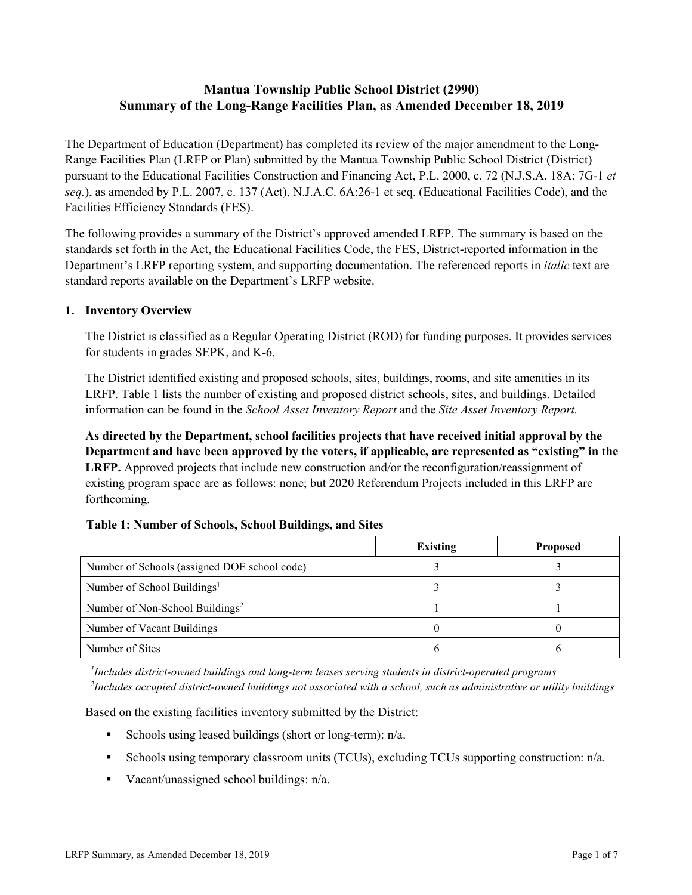# Mantua Township Public School District (2990)
# Summary of the Long-Range Facilities Plan, as Amended December 18, 2019

The Department of Education (Department) has completed its review of the major amendment to the Long-Range Facilities Plan (LRFP or Plan) submitted by the Mantua Township Public School District (District) pursuant to the Educational Facilities Construction and Financing Act, P.L. 2000, c. 72 (N.J.S.A. 18A: 7G-1 *et seq.*), as amended by P.L. 2007, c. 137 (Act), N.J.A.C. 6A:26-1 et seq. (Educational Facilities Code), and the Facilities Efficiency Standards (FES).

The following provides a summary of the District's approved amended LRFP. The summary is based on the standards set forth in the Act, the Educational Facilities Code, the FES, District-reported information in the Department's LRFP reporting system, and supporting documentation. The referenced reports in *italic* text are standard reports available on the Department's LRFP website.

## 1. Inventory Overview

The District is classified as a Regular Operating District (ROD) for funding purposes. It provides services for students in grades SEPK, and K-6.

The District identified existing and proposed schools, sites, buildings, rooms, and site amenities in its LRFP. Table 1 lists the number of existing and proposed district schools, sites, and buildings. Detailed information can be found in the *School Asset Inventory Report* and the *Site Asset Inventory Report.*

**As directed by the Department, school facilities projects that have received initial approval by the Department and have been approved by the voters, if applicable, are represented as "existing" in the LRFP.** Approved projects that include new construction and/or the reconfiguration/reassignment of existing program space are as follows: none; but 2020 Referendum Projects included in this LRFP are forthcoming.

**Table 1: Number of Schools, School Buildings, and Sites**

| | Existing | Proposed |
|---|---|---|
| Number of Schools (assigned DOE school code) | 3 | 3 |
| Number of School Buildings[1] | 3 | 3 |
| Number of Non-School Buildings[2] | 1 | 1 |
| Number of Vacant Buildings | 0 | 0 |
| Number of Sites | 6 | 6 |

*[1]Includes district-owned buildings and long-term leases serving students in district-operated programs*
*[2]Includes occupied district-owned buildings not associated with a school, such as administrative or utility buildings*

Based on the existing facilities inventory submitted by the District:

- Schools using leased buildings (short or long-term): n/a.
- Schools using temporary classroom units (TCUs), excluding TCUs supporting construction: n/a.
- Vacant/unassigned school buildings: n/a.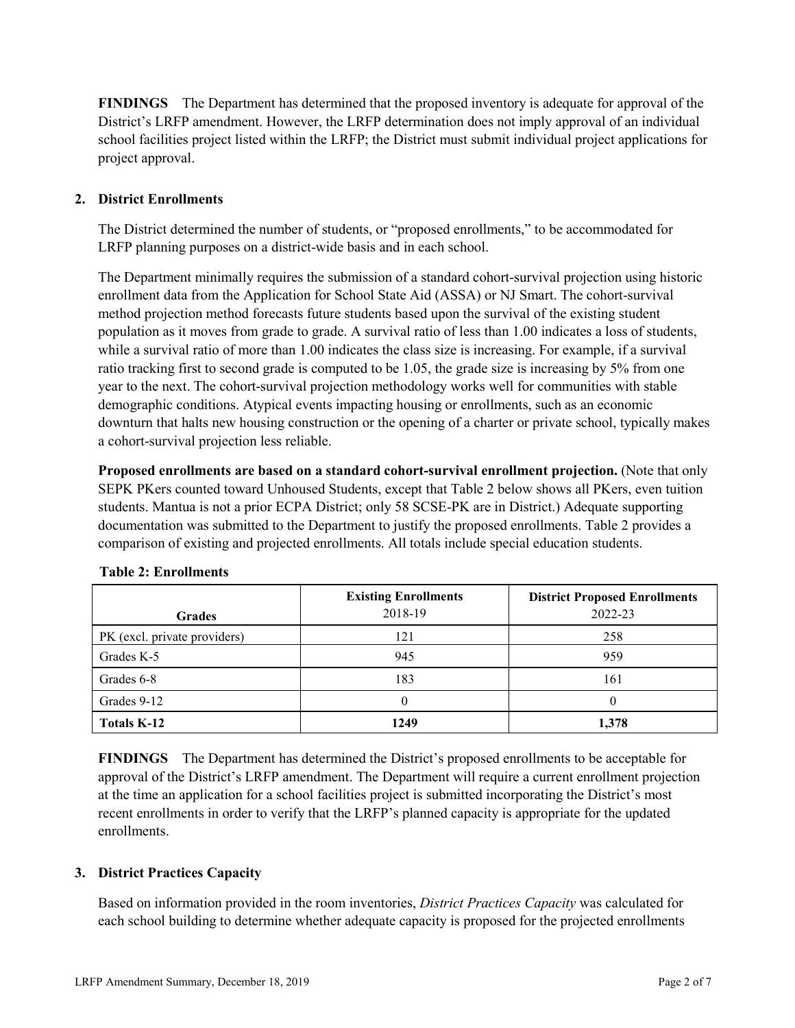**FINDINGS** The Department has determined that the proposed inventory is adequate for approval of the District's LRFP amendment. However, the LRFP determination does not imply approval of an individual school facilities project listed within the LRFP; the District must submit individual project applications for project approval.

## 2. District Enrollments

The District determined the number of students, or "proposed enrollments," to be accommodated for LRFP planning purposes on a district-wide basis and in each school.

The Department minimally requires the submission of a standard cohort-survival projection using historic enrollment data from the Application for School State Aid (ASSA) or NJ Smart. The cohort-survival method projection method forecasts future students based upon the survival of the existing student population as it moves from grade to grade. A survival ratio of less than 1.00 indicates a loss of students, while a survival ratio of more than 1.00 indicates the class size is increasing. For example, if a survival ratio tracking first to second grade is computed to be 1.05, the grade size is increasing by 5% from one year to the next. The cohort-survival projection methodology works well for communities with stable demographic conditions. Atypical events impacting housing or enrollments, such as an economic downturn that halts new housing construction or the opening of a charter or private school, typically makes a cohort-survival projection less reliable.

**Proposed enrollments are based on a standard cohort-survival enrollment projection.** (Note that only SEPK PKers counted toward Unhoused Students, except that Table 2 below shows all PKers, even tuition students. Mantua is not a prior ECPA District; only 58 SCSE-PK are in District.) Adequate supporting documentation was submitted to the Department to justify the proposed enrollments. Table 2 provides a comparison of existing and projected enrollments. All totals include special education students.

**Table 2: Enrollments**

| Grades | Existing Enrollments 2018-19 | District Proposed Enrollments 2022-23 |
|---|---|---|
| PK (excl. private providers) | 121 | 258 |
| Grades K-5 | 945 | 959 |
| Grades 6-8 | 183 | 161 |
| Grades 9-12 | 0 | 0 |
| **Totals K-12** | **1249** | **1,378** |

**FINDINGS** The Department has determined the District's proposed enrollments to be acceptable for approval of the District's LRFP amendment. The Department will require a current enrollment projection at the time an application for a school facilities project is submitted incorporating the District's most recent enrollments in order to verify that the LRFP's planned capacity is appropriate for the updated enrollments.

## 3. District Practices Capacity

Based on information provided in the room inventories, *District Practices Capacity* was calculated for each school building to determine whether adequate capacity is proposed for the projected enrollments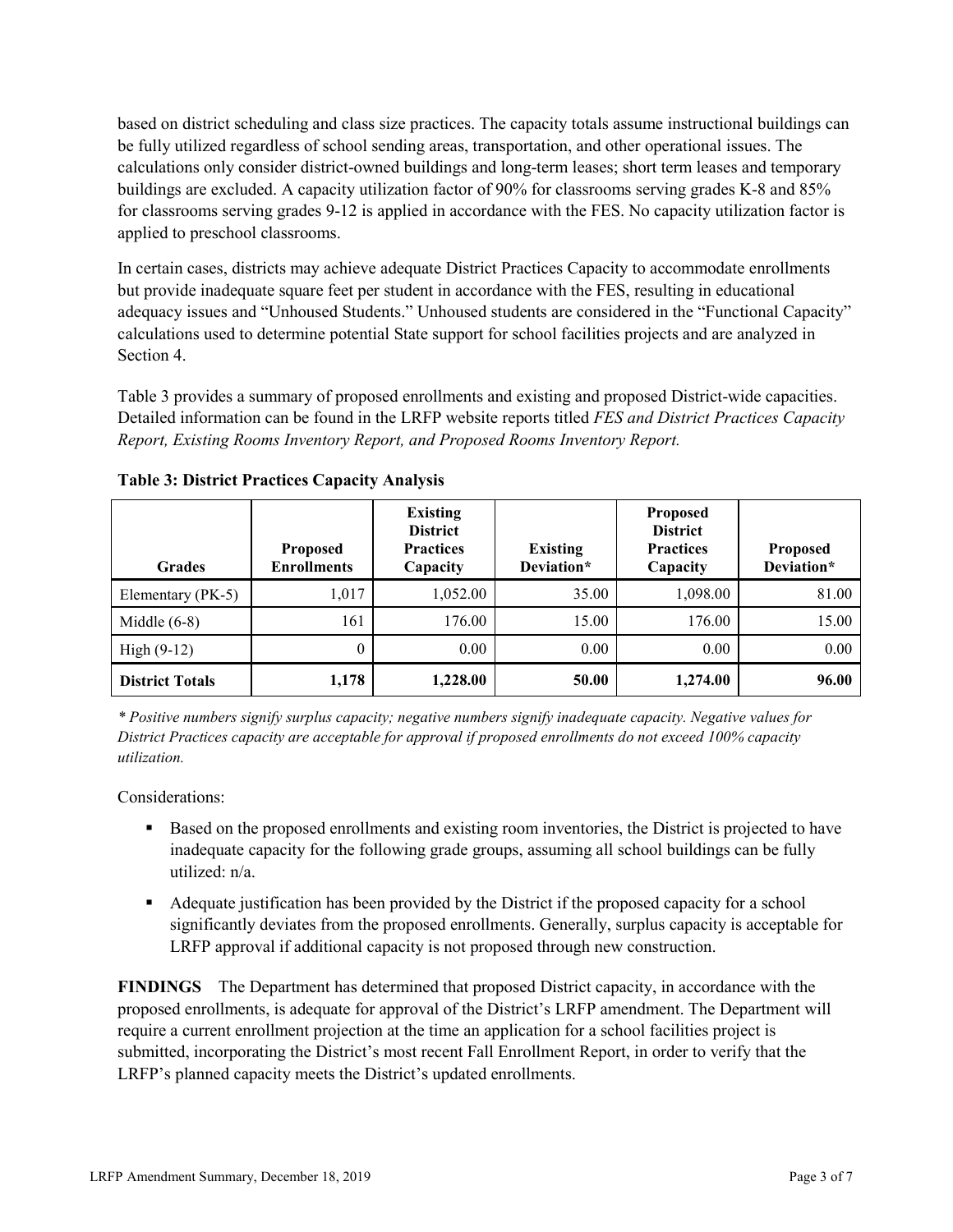based on district scheduling and class size practices. The capacity totals assume instructional buildings can be fully utilized regardless of school sending areas, transportation, and other operational issues. The calculations only consider district-owned buildings and long-term leases; short term leases and temporary buildings are excluded. A capacity utilization factor of 90% for classrooms serving grades K-8 and 85% for classrooms serving grades 9-12 is applied in accordance with the FES. No capacity utilization factor is applied to preschool classrooms.

In certain cases, districts may achieve adequate District Practices Capacity to accommodate enrollments but provide inadequate square feet per student in accordance with the FES, resulting in educational adequacy issues and "Unhoused Students." Unhoused students are considered in the "Functional Capacity" calculations used to determine potential State support for school facilities projects and are analyzed in Section 4.

Table 3 provides a summary of proposed enrollments and existing and proposed District-wide capacities. Detailed information can be found in the LRFP website reports titled *FES and District Practices Capacity Report, Existing Rooms Inventory Report, and Proposed Rooms Inventory Report.*

**Table 3: District Practices Capacity Analysis**

| Grades | Proposed Enrollments | Existing District Practices Capacity | Existing Deviation* | Proposed District Practices Capacity | Proposed Deviation* |
|---|---|---|---|---|---|
| Elementary (PK-5) | 1,017 | 1,052.00 | 35.00 | 1,098.00 | 81.00 |
| Middle (6-8) | 161 | 176.00 | 15.00 | 176.00 | 15.00 |
| High (9-12) | 0 | 0.00 | 0.00 | 0.00 | 0.00 |
| **District Totals** | **1,178** | **1,228.00** | **50.00** | **1,274.00** | **96.00** |

*\* Positive numbers signify surplus capacity; negative numbers signify inadequate capacity. Negative values for District Practices capacity are acceptable for approval if proposed enrollments do not exceed 100% capacity utilization.*

Considerations:

- Based on the proposed enrollments and existing room inventories, the District is projected to have inadequate capacity for the following grade groups, assuming all school buildings can be fully utilized: n/a.
- Adequate justification has been provided by the District if the proposed capacity for a school significantly deviates from the proposed enrollments. Generally, surplus capacity is acceptable for LRFP approval if additional capacity is not proposed through new construction.

**FINDINGS** The Department has determined that proposed District capacity, in accordance with the proposed enrollments, is adequate for approval of the District's LRFP amendment. The Department will require a current enrollment projection at the time an application for a school facilities project is submitted, incorporating the District's most recent Fall Enrollment Report, in order to verify that the LRFP's planned capacity meets the District's updated enrollments.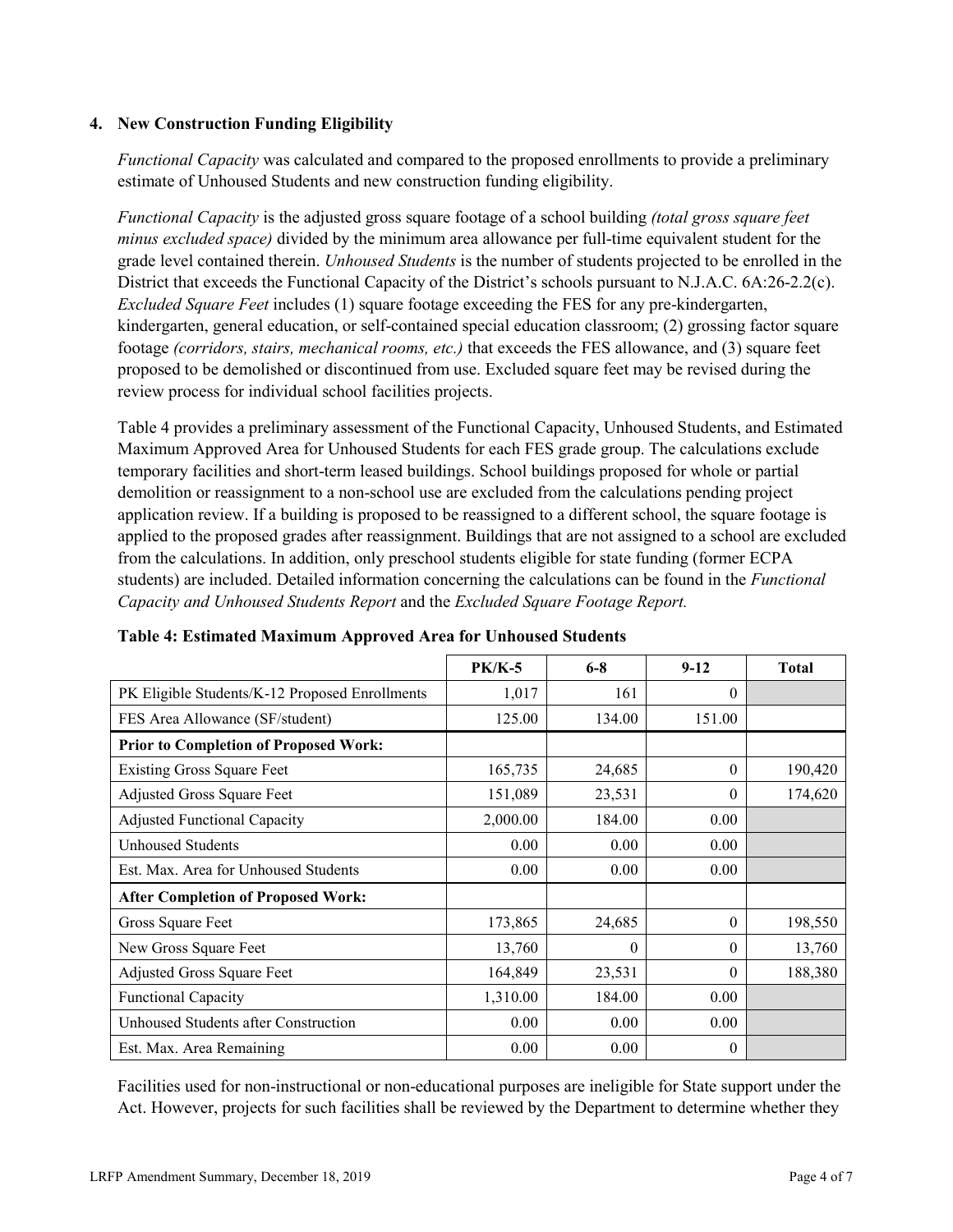## 4. New Construction Funding Eligibility

*Functional Capacity* was calculated and compared to the proposed enrollments to provide a preliminary estimate of Unhoused Students and new construction funding eligibility.

*Functional Capacity* is the adjusted gross square footage of a school building *(total gross square feet minus excluded space)* divided by the minimum area allowance per full-time equivalent student for the grade level contained therein. *Unhoused Students* is the number of students projected to be enrolled in the District that exceeds the Functional Capacity of the District's schools pursuant to N.J.A.C. 6A:26-2.2(c). *Excluded Square Feet* includes (1) square footage exceeding the FES for any pre-kindergarten, kindergarten, general education, or self-contained special education classroom; (2) grossing factor square footage *(corridors, stairs, mechanical rooms, etc.)* that exceeds the FES allowance, and (3) square feet proposed to be demolished or discontinued from use. Excluded square feet may be revised during the review process for individual school facilities projects.

Table 4 provides a preliminary assessment of the Functional Capacity, Unhoused Students, and Estimated Maximum Approved Area for Unhoused Students for each FES grade group. The calculations exclude temporary facilities and short-term leased buildings. School buildings proposed for whole or partial demolition or reassignment to a non-school use are excluded from the calculations pending project application review. If a building is proposed to be reassigned to a different school, the square footage is applied to the proposed grades after reassignment. Buildings that are not assigned to a school are excluded from the calculations. In addition, only preschool students eligible for state funding (former ECPA students) are included. Detailed information concerning the calculations can be found in the *Functional Capacity and Unhoused Students Report* and the *Excluded Square Footage Report.*

**Table 4: Estimated Maximum Approved Area for Unhoused Students**

| | PK/K-5 | 6-8 | 9-12 | Total |
|---|---|---|---|---|
| PK Eligible Students/K-12 Proposed Enrollments | 1,017 | 161 | 0 | |
| FES Area Allowance (SF/student) | 125.00 | 134.00 | 151.00 | |
| **Prior to Completion of Proposed Work:** | | | | |
| Existing Gross Square Feet | 165,735 | 24,685 | 0 | 190,420 |
| Adjusted Gross Square Feet | 151,089 | 23,531 | 0 | 174,620 |
| Adjusted Functional Capacity | 2,000.00 | 184.00 | 0.00 | |
| Unhoused Students | 0.00 | 0.00 | 0.00 | |
| Est. Max. Area for Unhoused Students | 0.00 | 0.00 | 0.00 | |
| **After Completion of Proposed Work:** | | | | |
| Gross Square Feet | 173,865 | 24,685 | 0 | 198,550 |
| New Gross Square Feet | 13,760 | 0 | 0 | 13,760 |
| Adjusted Gross Square Feet | 164,849 | 23,531 | 0 | 188,380 |
| Functional Capacity | 1,310.00 | 184.00 | 0.00 | |
| Unhoused Students after Construction | 0.00 | 0.00 | 0.00 | |
| Est. Max. Area Remaining | 0.00 | 0.00 | 0 | |

Facilities used for non-instructional or non-educational purposes are ineligible for State support under the Act. However, projects for such facilities shall be reviewed by the Department to determine whether they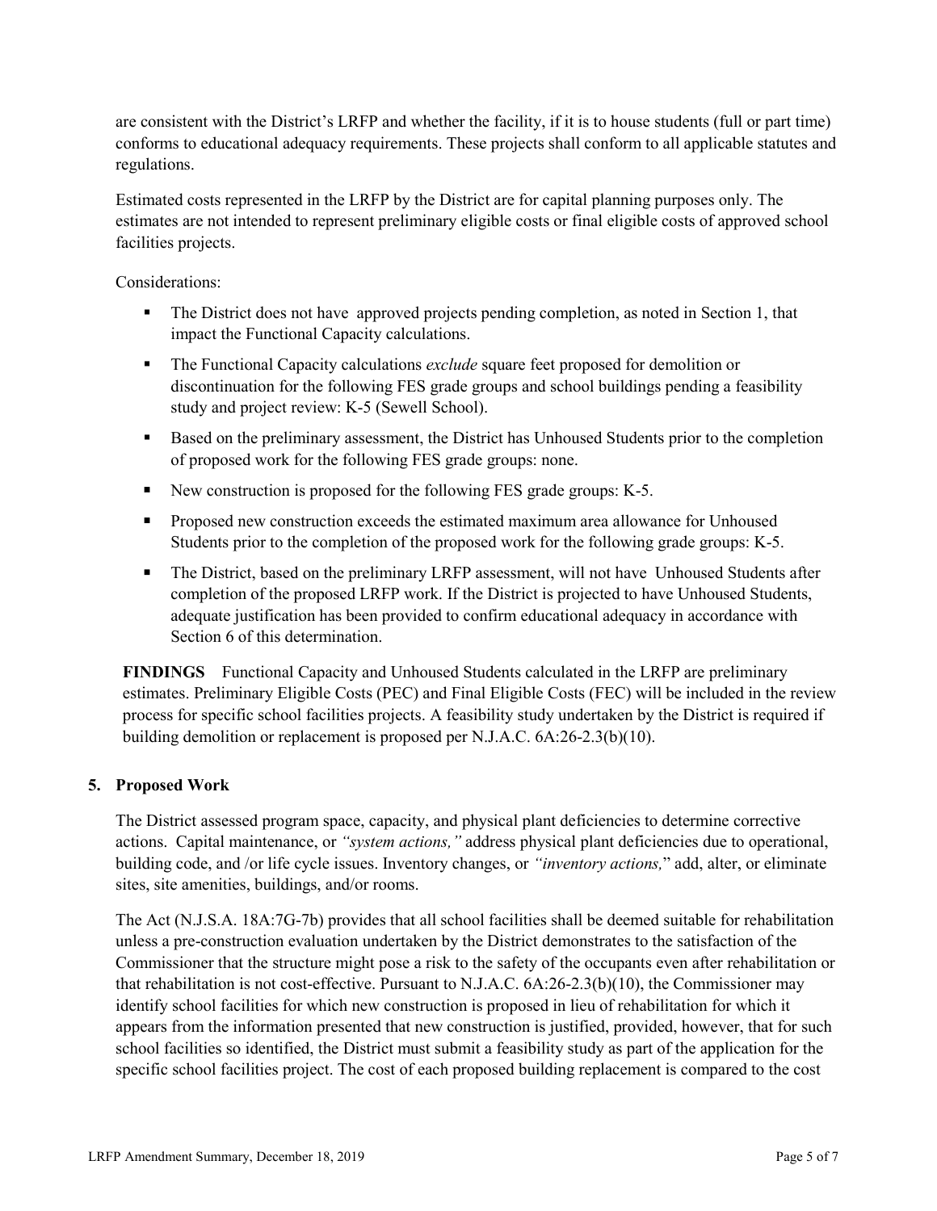are consistent with the District's LRFP and whether the facility, if it is to house students (full or part time) conforms to educational adequacy requirements. These projects shall conform to all applicable statutes and regulations.

Estimated costs represented in the LRFP by the District are for capital planning purposes only. The estimates are not intended to represent preliminary eligible costs or final eligible costs of approved school facilities projects.

Considerations:

- The District does not have approved projects pending completion, as noted in Section 1, that impact the Functional Capacity calculations.
- The Functional Capacity calculations *exclude* square feet proposed for demolition or discontinuation for the following FES grade groups and school buildings pending a feasibility study and project review: K-5 (Sewell School).
- Based on the preliminary assessment, the District has Unhoused Students prior to the completion of proposed work for the following FES grade groups: none.
- New construction is proposed for the following FES grade groups: K-5.
- Proposed new construction exceeds the estimated maximum area allowance for Unhoused Students prior to the completion of the proposed work for the following grade groups: K-5.
- The District, based on the preliminary LRFP assessment, will not have Unhoused Students after completion of the proposed LRFP work. If the District is projected to have Unhoused Students, adequate justification has been provided to confirm educational adequacy in accordance with Section 6 of this determination.

**FINDINGS** Functional Capacity and Unhoused Students calculated in the LRFP are preliminary estimates. Preliminary Eligible Costs (PEC) and Final Eligible Costs (FEC) will be included in the review process for specific school facilities projects. A feasibility study undertaken by the District is required if building demolition or replacement is proposed per N.J.A.C. 6A:26-2.3(b)(10).

## 5. Proposed Work

The District assessed program space, capacity, and physical plant deficiencies to determine corrective actions. Capital maintenance, or *"system actions,"* address physical plant deficiencies due to operational, building code, and /or life cycle issues. Inventory changes, or *"inventory actions,"* add, alter, or eliminate sites, site amenities, buildings, and/or rooms.

The Act (N.J.S.A. 18A:7G-7b) provides that all school facilities shall be deemed suitable for rehabilitation unless a pre-construction evaluation undertaken by the District demonstrates to the satisfaction of the Commissioner that the structure might pose a risk to the safety of the occupants even after rehabilitation or that rehabilitation is not cost-effective. Pursuant to N.J.A.C. 6A:26-2.3(b)(10), the Commissioner may identify school facilities for which new construction is proposed in lieu of rehabilitation for which it appears from the information presented that new construction is justified, provided, however, that for such school facilities so identified, the District must submit a feasibility study as part of the application for the specific school facilities project. The cost of each proposed building replacement is compared to the cost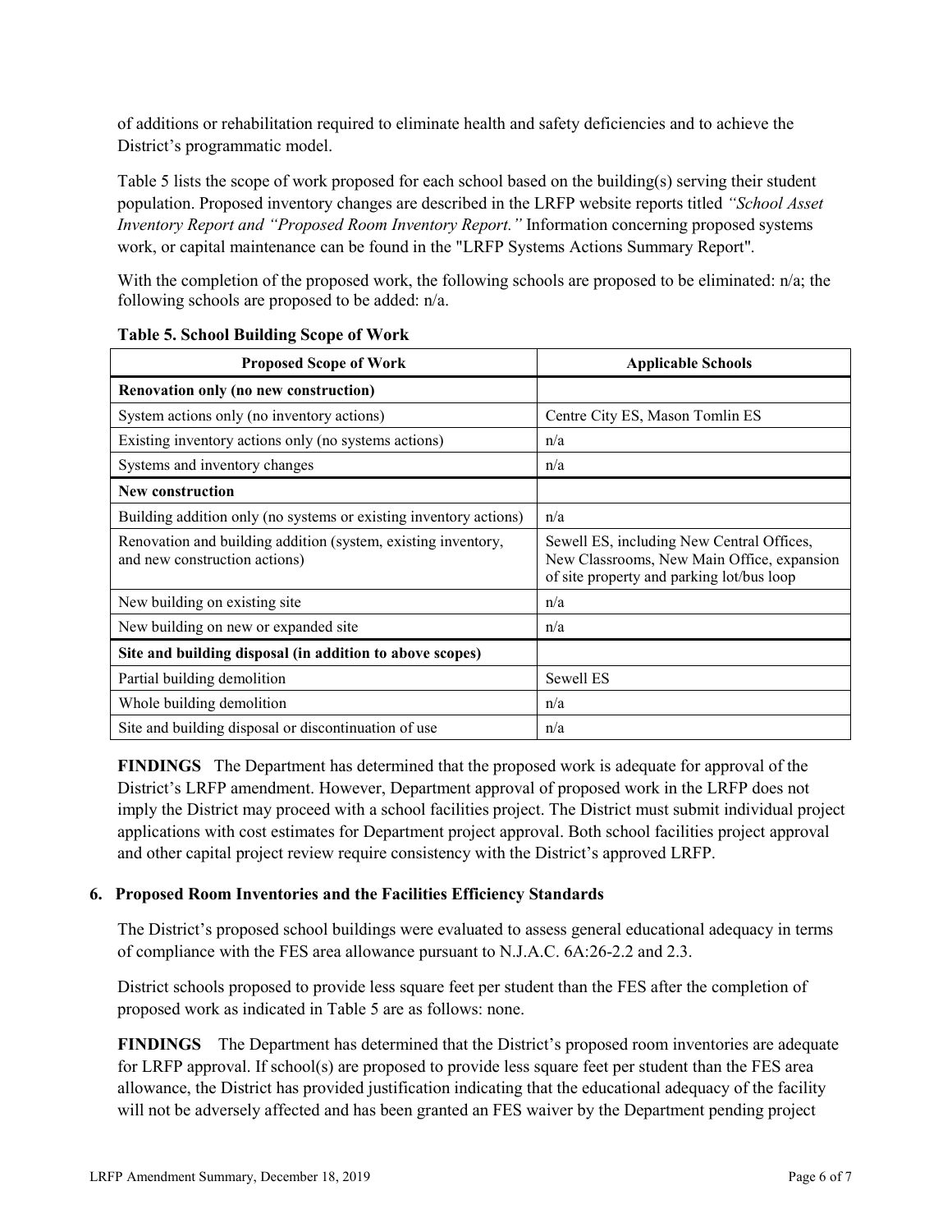of additions or rehabilitation required to eliminate health and safety deficiencies and to achieve the District's programmatic model.

Table 5 lists the scope of work proposed for each school based on the building(s) serving their student population. Proposed inventory changes are described in the LRFP website reports titled *"School Asset Inventory Report and "Proposed Room Inventory Report."* Information concerning proposed systems work, or capital maintenance can be found in the "LRFP Systems Actions Summary Report".

With the completion of the proposed work, the following schools are proposed to be eliminated: n/a; the following schools are proposed to be added: n/a.

**Table 5. School Building Scope of Work**

| Proposed Scope of Work | Applicable Schools |
|---|---|
| **Renovation only (no new construction)** | |
| System actions only (no inventory actions) | Centre City ES, Mason Tomlin ES |
| Existing inventory actions only (no systems actions) | n/a |
| Systems and inventory changes | n/a |
| **New construction** | |
| Building addition only (no systems or existing inventory actions) | n/a |
| Renovation and building addition (system, existing inventory, and new construction actions) | Sewell ES, including New Central Offices, New Classrooms, New Main Office, expansion of site property and parking lot/bus loop |
| New building on existing site | n/a |
| New building on new or expanded site | n/a |
| **Site and building disposal (in addition to above scopes)** | |
| Partial building demolition | Sewell ES |
| Whole building demolition | n/a |
| Site and building disposal or discontinuation of use | n/a |

**FINDINGS** The Department has determined that the proposed work is adequate for approval of the District's LRFP amendment. However, Department approval of proposed work in the LRFP does not imply the District may proceed with a school facilities project. The District must submit individual project applications with cost estimates for Department project approval. Both school facilities project approval and other capital project review require consistency with the District's approved LRFP.

### 6. Proposed Room Inventories and the Facilities Efficiency Standards

The District's proposed school buildings were evaluated to assess general educational adequacy in terms of compliance with the FES area allowance pursuant to N.J.A.C. 6A:26-2.2 and 2.3.

District schools proposed to provide less square feet per student than the FES after the completion of proposed work as indicated in Table 5 are as follows: none.

**FINDINGS** The Department has determined that the District's proposed room inventories are adequate for LRFP approval. If school(s) are proposed to provide less square feet per student than the FES area allowance, the District has provided justification indicating that the educational adequacy of the facility will not be adversely affected and has been granted an FES waiver by the Department pending project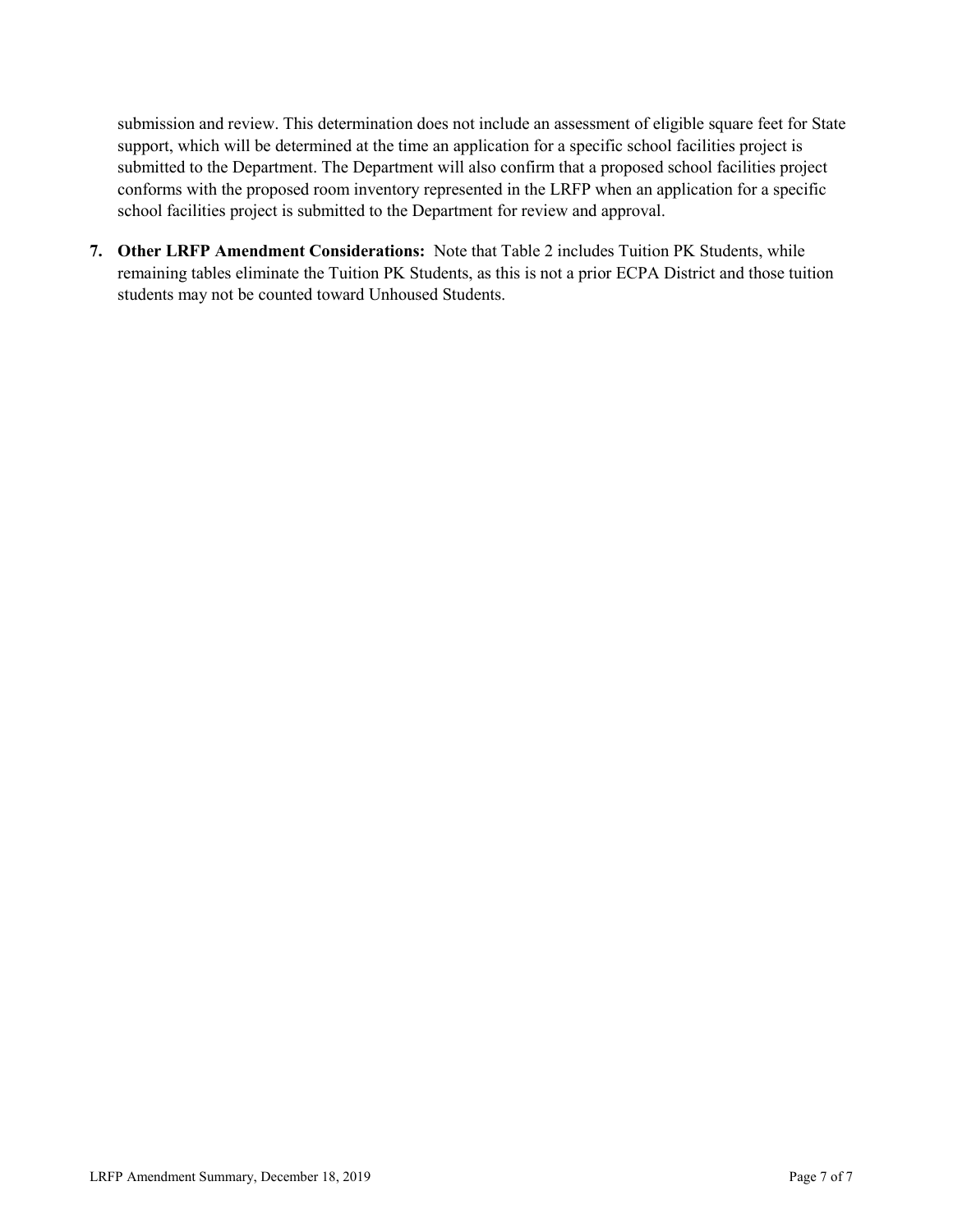submission and review. This determination does not include an assessment of eligible square feet for State support, which will be determined at the time an application for a specific school facilities project is submitted to the Department. The Department will also confirm that a proposed school facilities project conforms with the proposed room inventory represented in the LRFP when an application for a specific school facilities project is submitted to the Department for review and approval.

7. **Other LRFP Amendment Considerations:** Note that Table 2 includes Tuition PK Students, while remaining tables eliminate the Tuition PK Students, as this is not a prior ECPA District and those tuition students may not be counted toward Unhoused Students.